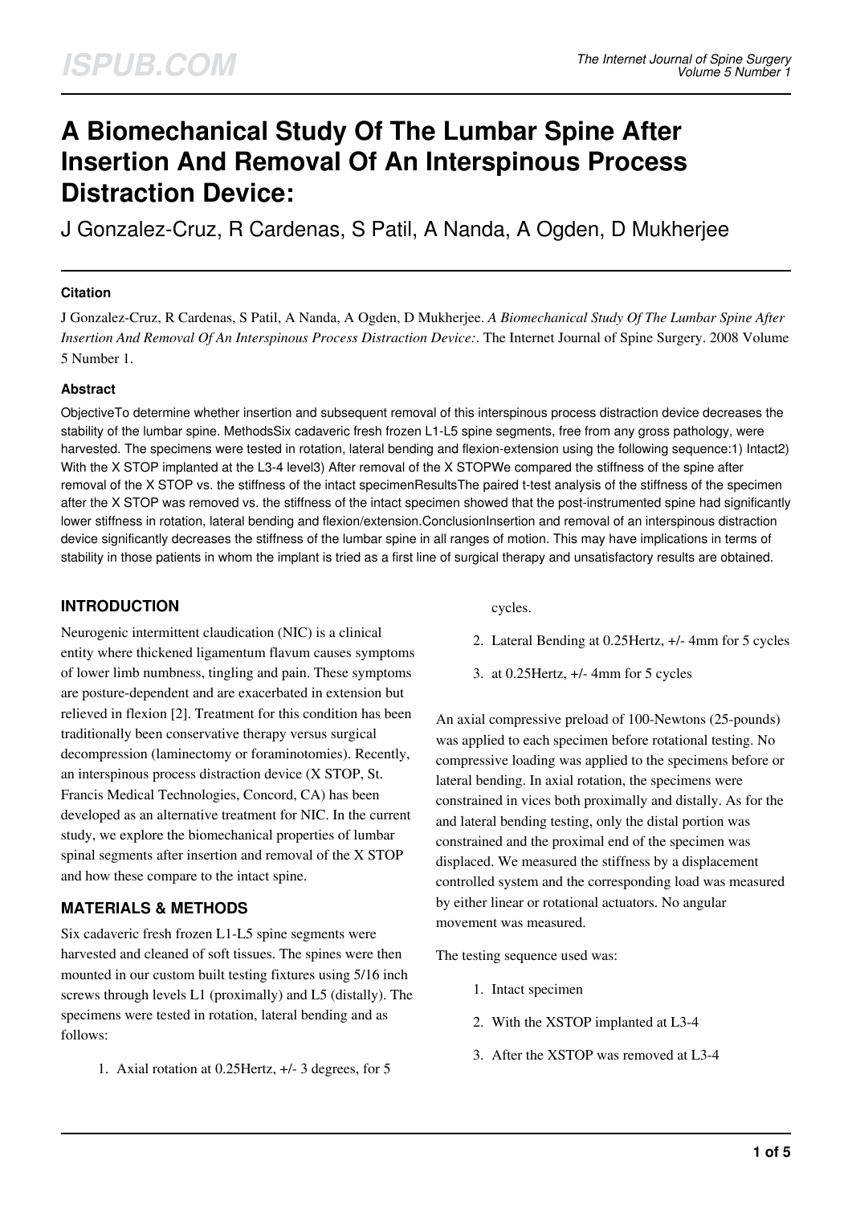# A Biomechanical Study Of The Lumbar Spine After Insertion And Removal Of An Interspinous Process Distraction Device:

J Gonzalez-Cruz, R Cardenas, S Patil, A Nanda, A Ogden, D Mukherjee

#### Citation

J Gonzalez-Cruz, R Cardenas, S Patil, A Nanda, A Ogden, D Mukherjee. *A Biomechanical Study Of The Lumbar Spine After Insertion And Removal Of An Interspinous Process Distraction Device:*. The Internet Journal of Spine Surgery. 2008 Volume 5 Number 1.

#### Abstract

ObjectiveTo determine whether insertion and subsequent removal of this interspinous process distraction device decreases the stability of the lumbar spine. MethodsSix cadaveric fresh frozen L1-L5 spine segments, free from any gross pathology, were harvested. The specimens were tested in rotation, lateral bending and flexion-extension using the following sequence:1) Intact2) With the X STOP implanted at the L3-4 level3) After removal of the X STOPWe compared the stiffness of the spine after removal of the X STOP vs. the stiffness of the intact specimenResultsThe paired t-test analysis of the stiffness of the specimen after the X STOP was removed vs. the stiffness of the intact specimen showed that the post-instrumented spine had significantly lower stiffness in rotation, lateral bending and flexion/extension.ConclusionInsertion and removal of an interspinous distraction device significantly decreases the stiffness of the lumbar spine in all ranges of motion. This may have implications in terms of stability in those patients in whom the implant is tried as a first line of surgical therapy and unsatisfactory results are obtained.

## INTRODUCTION

Neurogenic intermittent claudication (NIC) is a clinical entity where thickened ligamentum flavum causes symptoms of lower limb numbness, tingling and pain. These symptoms are posture-dependent and are exacerbated in extension but relieved in flexion [2]. Treatment for this condition has been traditionally been conservative therapy versus surgical decompression (laminectomy or foraminotomies). Recently, an interspinous process distraction device (X STOP, St. Francis Medical Technologies, Concord, CA) has been developed as an alternative treatment for NIC. In the current study, we explore the biomechanical properties of lumbar spinal segments after insertion and removal of the X STOP and how these compare to the intact spine.

## MATERIALS & METHODS

Six cadaveric fresh frozen L1-L5 spine segments were harvested and cleaned of soft tissues. The spines were then mounted in our custom built testing fixtures using 5/16 inch screws through levels L1 (proximally) and L5 (distally). The specimens were tested in rotation, lateral bending and as follows:

1. Axial rotation at 0.25Hertz, +/- 3 degrees, for 5 cycles.
2. Lateral Bending at 0.25Hertz, +/- 4mm for 5 cycles
3. at 0.25Hertz, +/- 4mm for 5 cycles

An axial compressive preload of 100-Newtons (25-pounds) was applied to each specimen before rotational testing. No compressive loading was applied to the specimens before or lateral bending. In axial rotation, the specimens were constrained in vices both proximally and distally. As for the and lateral bending testing, only the distal portion was constrained and the proximal end of the specimen was displaced. We measured the stiffness by a displacement controlled system and the corresponding load was measured by either linear or rotational actuators. No angular movement was measured.

The testing sequence used was:

1. Intact specimen
2. With the XSTOP implanted at L3-4
3. After the XSTOP was removed at L3-4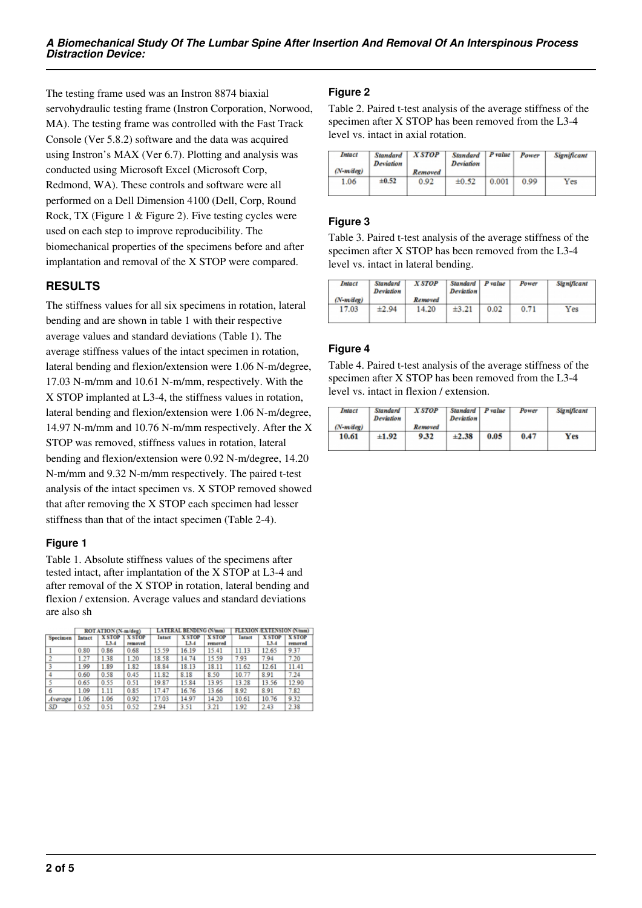The testing frame used was an Instron 8874 biaxial servohydraulic testing frame (Instron Corporation, Norwood, MA). The testing frame was controlled with the Fast Track Console (Ver 5.8.2) software and the data was acquired using Instron's MAX (Ver 6.7). Plotting and analysis was conducted using Microsoft Excel (Microsoft Corp, Redmond, WA). These controls and software were all performed on a Dell Dimension 4100 (Dell, Corp, Round Rock, TX (Figure 1 & Figure 2). Five testing cycles were used on each step to improve reproducibility. The biomechanical properties of the specimens before and after implantation and removal of the X STOP were compared.

## RESULTS

The stiffness values for all six specimens in rotation, lateral bending and are shown in table 1 with their respective average values and standard deviations (Table 1). The average stiffness values of the intact specimen in rotation, lateral bending and flexion/extension were 1.06 N-m/degree, 17.03 N-m/mm and 10.61 N-m/mm, respectively. With the X STOP implanted at L3-4, the stiffness values in rotation, lateral bending and flexion/extension were 1.06 N-m/degree, 14.97 N-m/mm and 10.76 N-m/mm respectively. After the X STOP was removed, stiffness values in rotation, lateral bending and flexion/extension were 0.92 N-m/degree, 14.20 N-m/mm and 9.32 N-m/mm respectively. The paired t-test analysis of the intact specimen vs. X STOP removed showed that after removing the X STOP each specimen had lesser stiffness than that of the intact specimen (Table 2-4).

### Figure 1

Table 1. Absolute stiffness values of the specimens after tested intact, after implantation of the X STOP at L3-4 and after removal of the X STOP in rotation, lateral bending and flexion / extension. Average values and standard deviations are also sh

| | ROTATION (N-m/deg) | | | LATERAL BENDING (N/mm) | | | FLEXION /EXTENSION (N/mm) | | |
|---|---|---|---|---|---|---|---|---|---|
| Specimen | Intact | X STOP L3-4 | X STOP removed | Intact | X STOP L3-4 | X STOP removed | Intact | X STOP L3-4 | X STOP removed |
| 1 | 0.80 | 0.86 | 0.68 | 15.59 | 16.19 | 15.41 | 11.13 | 12.65 | 9.37 |
| 2 | 1.27 | 1.38 | 1.20 | 18.58 | 14.74 | 15.59 | 7.93 | 7.94 | 7.20 |
| 3 | 1.99 | 1.89 | 1.82 | 18.84 | 18.13 | 18.11 | 11.62 | 12.61 | 11.41 |
| 4 | 0.60 | 0.58 | 0.45 | 11.82 | 8.18 | 8.50 | 10.77 | 8.91 | 7.24 |
| 5 | 0.65 | 0.55 | 0.51 | 19.87 | 15.84 | 13.95 | 13.28 | 13.56 | 12.90 |
| 6 | 1.09 | 1.11 | 0.85 | 17.47 | 16.76 | 13.66 | 8.92 | 8.91 | 7.82 |
| *Average* | 1.06 | 1.06 | 0.92 | 17.03 | 14.97 | 14.20 | 10.61 | 10.76 | 9.32 |
| *SD* | 0.52 | 0.51 | 0.52 | 2.94 | 3.51 | 3.21 | 1.92 | 2.43 | 2.38 |

### Figure 2

Table 2. Paired t-test analysis of the average stiffness of the specimen after X STOP has been removed from the L3-4 level vs. intact in axial rotation.

| *Intact (N-m/deg)* | *Standard Deviation* | *X STOP Removed* | *Standard Deviation* | *P value* | *Power* | *Significant* |
|---|---|---|---|---|---|---|
| 1.06 | ±0.52 | 0.92 | ±0.52 | 0.001 | 0.99 | Yes |

### Figure 3

Table 3. Paired t-test analysis of the average stiffness of the specimen after X STOP has been removed from the L3-4 level vs. intact in lateral bending.

| *Intact (N-m/deg)* | *Standard Deviation* | *X STOP Removed* | *Standard Deviation* | *P value* | *Power* | *Significant* |
|---|---|---|---|---|---|---|
| 17.03 | ±2.94 | 14.20 | ±3.21 | 0.02 | 0.71 | Yes |

### Figure 4

Table 4. Paired t-test analysis of the average stiffness of the specimen after X STOP has been removed from the L3-4 level vs. intact in flexion / extension.

| *Intact (N-m/deg)* | *Standard Deviation* | *X STOP Removed* | *Standard Deviation* | *P value* | *Power* | *Significant* |
|---|---|---|---|---|---|---|
| **10.61** | **±1.92** | **9.32** | **±2.38** | **0.05** | **0.47** | **Yes** |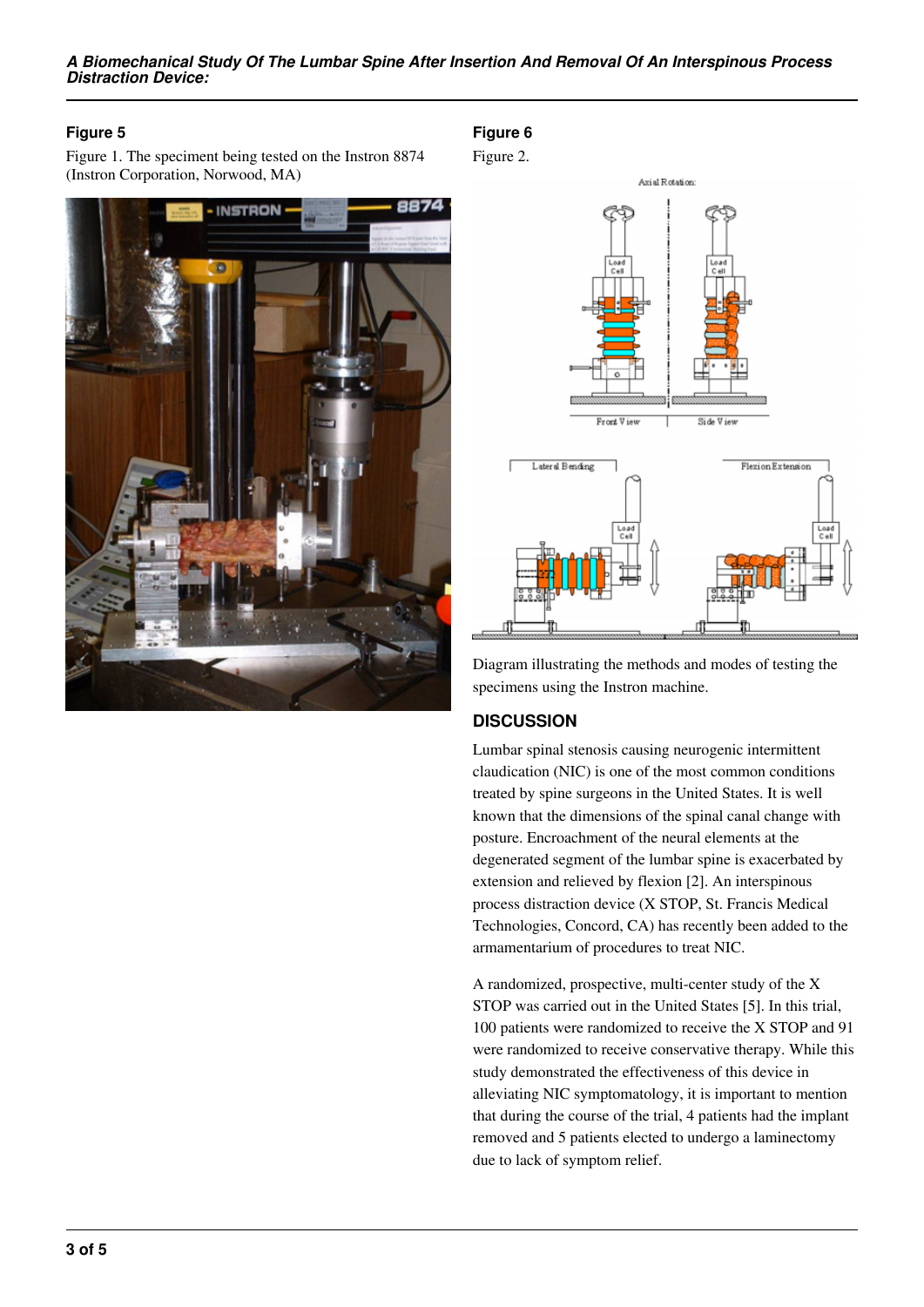### Figure 5

Figure 1. The speciment being tested on the Instron 8874 (Instron Corporation, Norwood, MA)

### Figure 6

Figure 2.

Diagram illustrating the methods and modes of testing the specimens using the Instron machine.

## DISCUSSION

Lumbar spinal stenosis causing neurogenic intermittent claudication (NIC) is one of the most common conditions treated by spine surgeons in the United States. It is well known that the dimensions of the spinal canal change with posture. Encroachment of the neural elements at the degenerated segment of the lumbar spine is exacerbated by extension and relieved by flexion [2]. An interspinous process distraction device (X STOP, St. Francis Medical Technologies, Concord, CA) has recently been added to the armamentarium of procedures to treat NIC.

A randomized, prospective, multi-center study of the X STOP was carried out in the United States [5]. In this trial, 100 patients were randomized to receive the X STOP and 91 were randomized to receive conservative therapy. While this study demonstrated the effectiveness of this device in alleviating NIC symptomatology, it is important to mention that during the course of the trial, 4 patients had the implant removed and 5 patients elected to undergo a laminectomy due to lack of symptom relief.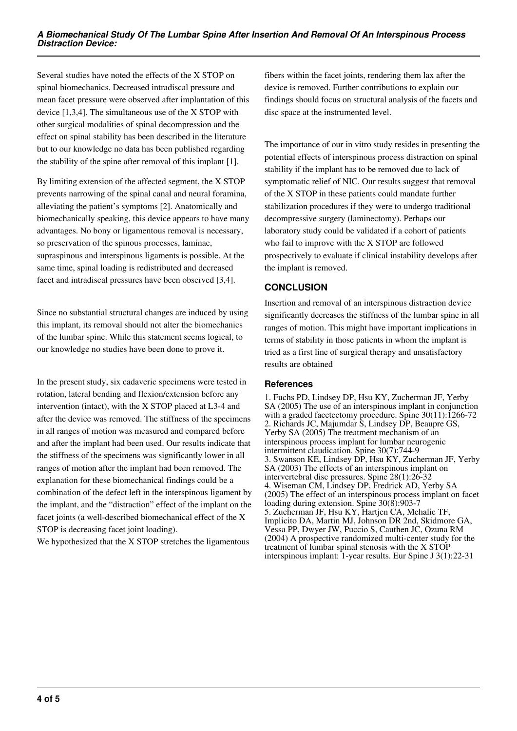Several studies have noted the effects of the X STOP on spinal biomechanics. Decreased intradiscal pressure and mean facet pressure were observed after implantation of this device [1,3,4]. The simultaneous use of the X STOP with other surgical modalities of spinal decompression and the effect on spinal stability has been described in the literature but to our knowledge no data has been published regarding the stability of the spine after removal of this implant [1].

By limiting extension of the affected segment, the X STOP prevents narrowing of the spinal canal and neural foramina, alleviating the patient's symptoms [2]. Anatomically and biomechanically speaking, this device appears to have many advantages. No bony or ligamentous removal is necessary, so preservation of the spinous processes, laminae, supraspinous and interspinous ligaments is possible. At the same time, spinal loading is redistributed and decreased facet and intradiscal pressures have been observed [3,4].

Since no substantial structural changes are induced by using this implant, its removal should not alter the biomechanics of the lumbar spine. While this statement seems logical, to our knowledge no studies have been done to prove it.

In the present study, six cadaveric specimens were tested in rotation, lateral bending and flexion/extension before any intervention (intact), with the X STOP placed at L3-4 and after the device was removed. The stiffness of the specimens in all ranges of motion was measured and compared before and after the implant had been used. Our results indicate that the stiffness of the specimens was significantly lower in all ranges of motion after the implant had been removed. The explanation for these biomechanical findings could be a combination of the defect left in the interspinous ligament by the implant, and the "distraction" effect of the implant on the facet joints (a well-described biomechanical effect of the X STOP is decreasing facet joint loading).

We hypothesized that the X STOP stretches the ligamentous fibers within the facet joints, rendering them lax after the device is removed. Further contributions to explain our findings should focus on structural analysis of the facets and disc space at the instrumented level.

The importance of our in vitro study resides in presenting the potential effects of interspinous process distraction on spinal stability if the implant has to be removed due to lack of symptomatic relief of NIC. Our results suggest that removal of the X STOP in these patients could mandate further stabilization procedures if they were to undergo traditional decompressive surgery (laminectomy). Perhaps our laboratory study could be validated if a cohort of patients who fail to improve with the X STOP are followed prospectively to evaluate if clinical instability develops after the implant is removed.

## CONCLUSION

Insertion and removal of an interspinous distraction device significantly decreases the stiffness of the lumbar spine in all ranges of motion. This might have important implications in terms of stability in those patients in whom the implant is tried as a first line of surgical therapy and unsatisfactory results are obtained

### References

1. Fuchs PD, Lindsey DP, Hsu KY, Zucherman JF, Yerby SA (2005) The use of an interspinous implant in conjunction with a graded facetectomy procedure. Spine 30(11):1266-72
2. Richards JC, Majumdar S, Lindsey DP, Beaupre GS, Yerby SA (2005) The treatment mechanism of an interspinous process implant for lumbar neurogenic intermittent claudication. Spine 30(7):744-9
3. Swanson KE, Lindsey DP, Hsu KY, Zucherman JF, Yerby SA (2003) The effects of an interspinous implant on intervertebral disc pressures. Spine 28(1):26-32
4. Wiseman CM, Lindsey DP, Fredrick AD, Yerby SA (2005) The effect of an interspinous process implant on facet loading during extension. Spine 30(8):903-7
5. Zucherman JF, Hsu KY, Hartjen CA, Mehalic TF, Implicito DA, Martin MJ, Johnson DR 2nd, Skidmore GA, Vessa PP, Dwyer JW, Puccio S, Cauthen JC, Ozuna RM (2004) A prospective randomized multi-center study for the treatment of lumbar spinal stenosis with the X STOP interspinous implant: 1-year results. Eur Spine J 3(1):22-31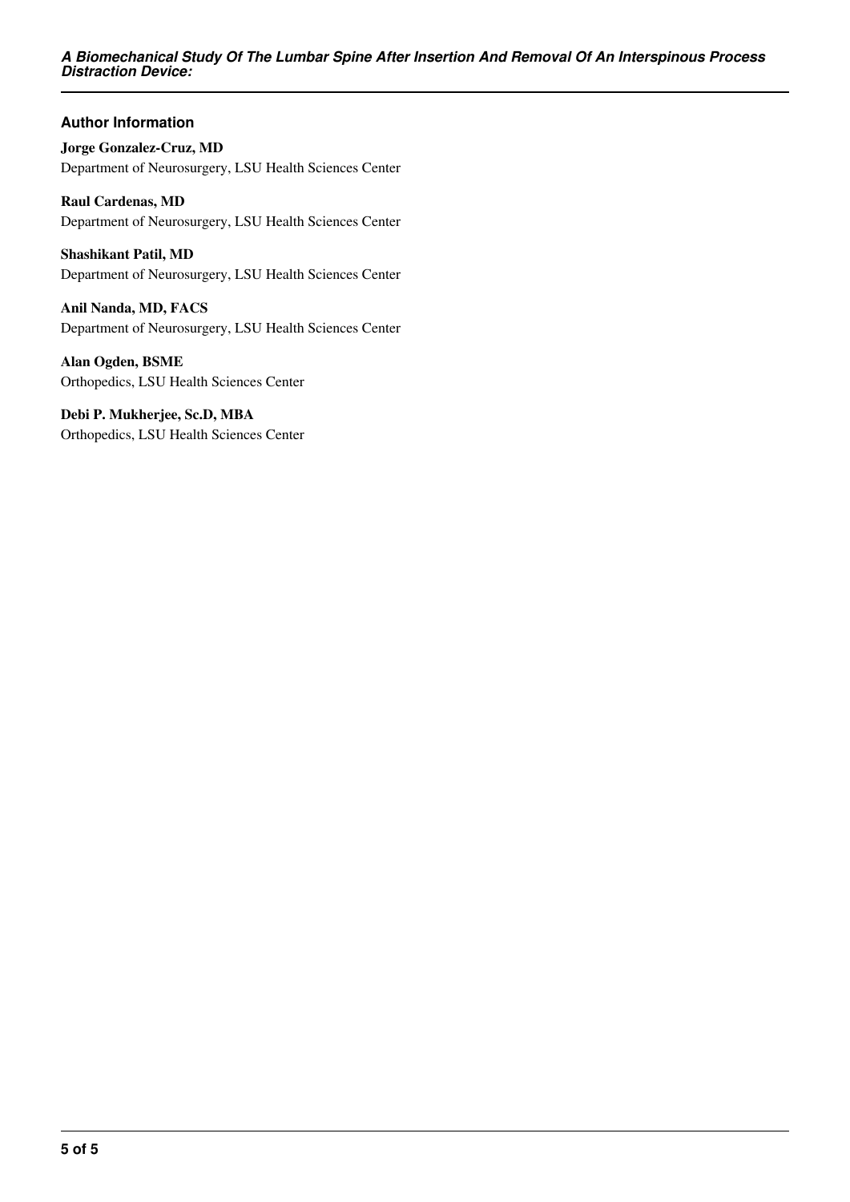## Author Information

**Jorge Gonzalez-Cruz, MD**
Department of Neurosurgery, LSU Health Sciences Center

**Raul Cardenas, MD**
Department of Neurosurgery, LSU Health Sciences Center

**Shashikant Patil, MD**
Department of Neurosurgery, LSU Health Sciences Center

**Anil Nanda, MD, FACS**
Department of Neurosurgery, LSU Health Sciences Center

**Alan Ogden, BSME**
Orthopedics, LSU Health Sciences Center

**Debi P. Mukherjee, Sc.D, MBA**
Orthopedics, LSU Health Sciences Center